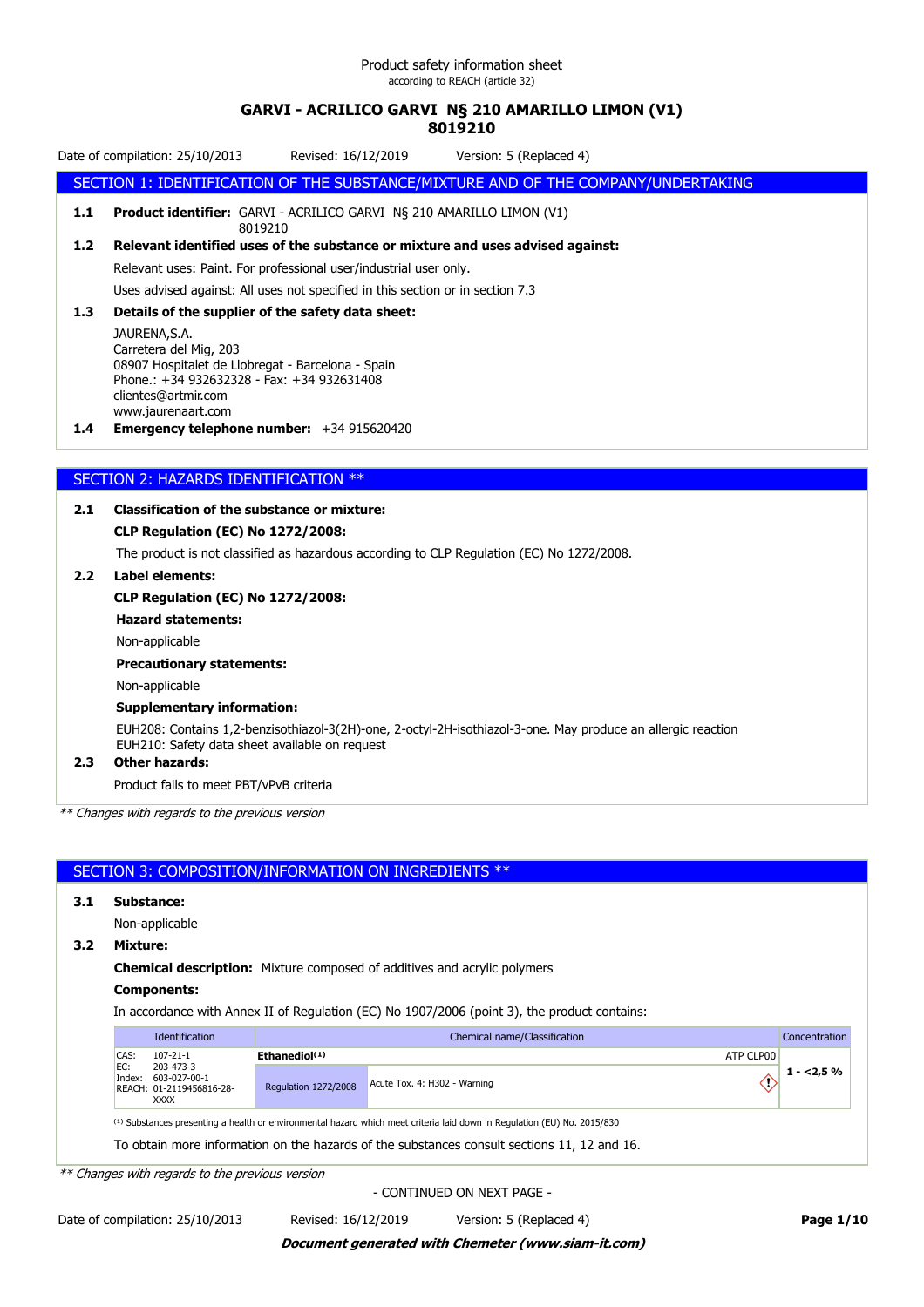Product safety information sheet
according to REACH (article 32)

# GARVI - ACRILICO GARVI N§ 210 AMARILLO LIMON (V1)
# 8019210

Date of compilation: 25/10/2013 Revised: 16/12/2019 Version: 5 (Replaced 4)

## SECTION 1: IDENTIFICATION OF THE SUBSTANCE/MIXTURE AND OF THE COMPANY/UNDERTAKING

**1.1 Product identifier:** GARVI - ACRILICO GARVI N§ 210 AMARILLO LIMON (V1)
8019210

**1.2 Relevant identified uses of the substance or mixture and uses advised against:**

Relevant uses: Paint. For professional user/industrial user only.

Uses advised against: All uses not specified in this section or in section 7.3

**1.3 Details of the supplier of the safety data sheet:**

JAURENA,S.A.
Carretera del Mig, 203
08907 Hospitalet de Llobregat - Barcelona - Spain
Phone.: +34 932632328 - Fax: +34 932631408
clientes@artmir.com
www.jaurenaart.com

**1.4 Emergency telephone number:** +34 915620420

## SECTION 2: HAZARDS IDENTIFICATION **

**2.1 Classification of the substance or mixture:**

**CLP Regulation (EC) No 1272/2008:**

The product is not classified as hazardous according to CLP Regulation (EC) No 1272/2008.

**2.2 Label elements:**

**CLP Regulation (EC) No 1272/2008:**

**Hazard statements:**

Non-applicable

**Precautionary statements:**

Non-applicable

**Supplementary information:**

EUH208: Contains 1,2-benzisothiazol-3(2H)-one, 2-octyl-2H-isothiazol-3-one. May produce an allergic reaction
EUH210: Safety data sheet available on request

**2.3 Other hazards:**

Product fails to meet PBT/vPvB criteria

*** Changes with regards to the previous version*

## SECTION 3: COMPOSITION/INFORMATION ON INGREDIENTS **

**3.1 Substance:**

Non-applicable

**3.2 Mixture:**

**Chemical description:** Mixture composed of additives and acrylic polymers

**Components:**

In accordance with Annex II of Regulation (EC) No 1907/2006 (point 3), the product contains:

| Identification | Chemical name/Classification | | Concentration |
|---|---|---|---|
| CAS: 107-21-1<br>EC: 203-473-3<br>Index: 603-027-00-1<br>REACH: 01-2119456816-28-XXXX | **Ethanediol**[1] | ATP CLP00 | 1 - <2,5 % |
| | Regulation 1272/2008 | Acute Tox. 4: H302 - Warning | |

[1] Substances presenting a health or environmental hazard which meet criteria laid down in Regulation (EU) No. 2015/830

To obtain more information on the hazards of the substances consult sections 11, 12 and 16.

*** Changes with regards to the previous version*

- CONTINUED ON NEXT PAGE -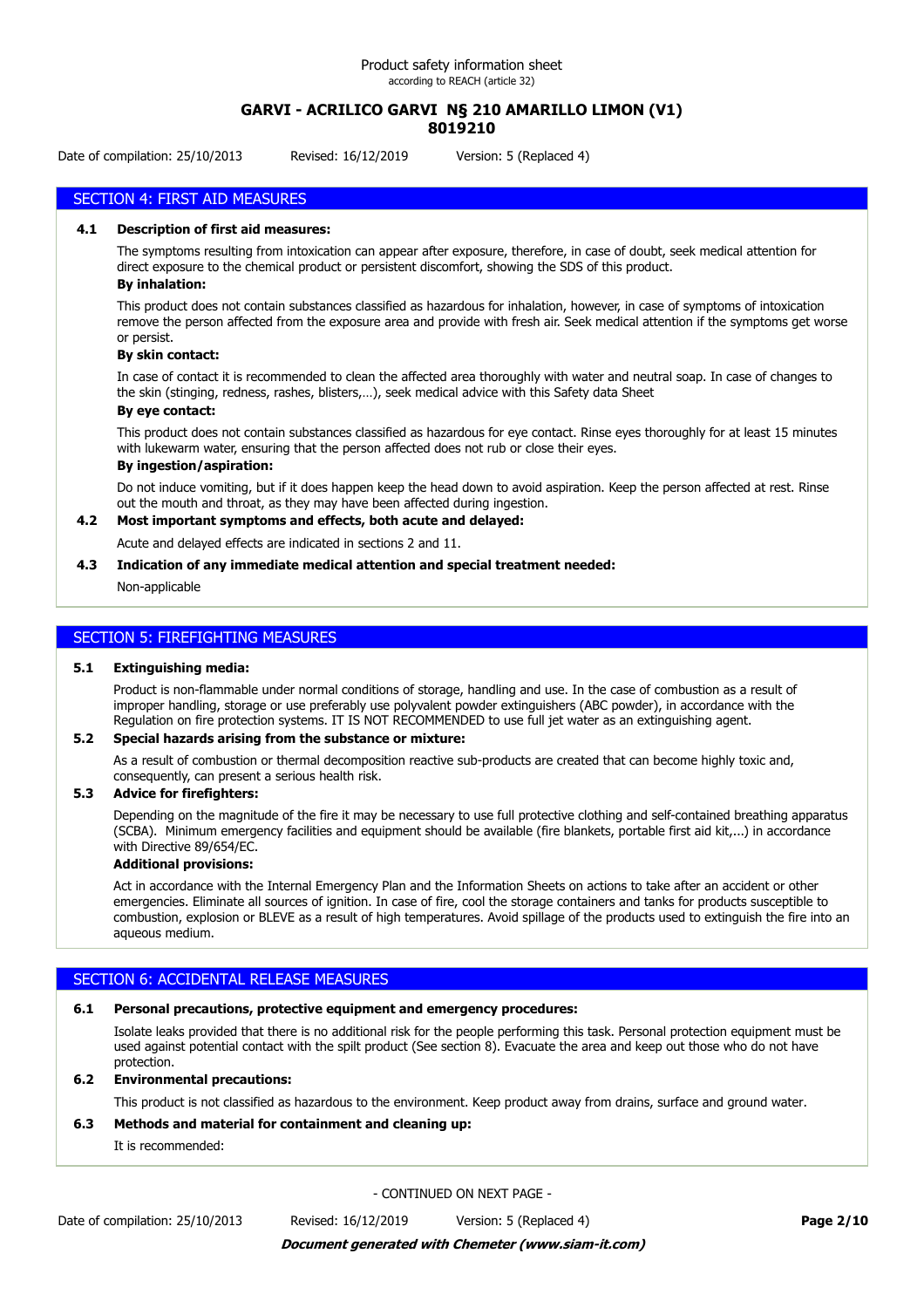## SECTION 4: FIRST AID MEASURES

**4.1 Description of first aid measures:**

The symptoms resulting from intoxication can appear after exposure, therefore, in case of doubt, seek medical attention for direct exposure to the chemical product or persistent discomfort, showing the SDS of this product.

**By inhalation:**

This product does not contain substances classified as hazardous for inhalation, however, in case of symptoms of intoxication remove the person affected from the exposure area and provide with fresh air. Seek medical attention if the symptoms get worse or persist.

**By skin contact:**

In case of contact it is recommended to clean the affected area thoroughly with water and neutral soap. In case of changes to the skin (stinging, redness, rashes, blisters,…), seek medical advice with this Safety data Sheet

**By eye contact:**

This product does not contain substances classified as hazardous for eye contact. Rinse eyes thoroughly for at least 15 minutes with lukewarm water, ensuring that the person affected does not rub or close their eyes.

**By ingestion/aspiration:**

Do not induce vomiting, but if it does happen keep the head down to avoid aspiration. Keep the person affected at rest. Rinse out the mouth and throat, as they may have been affected during ingestion.

**4.2 Most important symptoms and effects, both acute and delayed:**

Acute and delayed effects are indicated in sections 2 and 11.

**4.3 Indication of any immediate medical attention and special treatment needed:**

Non-applicable

## SECTION 5: FIREFIGHTING MEASURES

**5.1 Extinguishing media:**

Product is non-flammable under normal conditions of storage, handling and use. In the case of combustion as a result of improper handling, storage or use preferably use polyvalent powder extinguishers (ABC powder), in accordance with the Regulation on fire protection systems. IT IS NOT RECOMMENDED to use full jet water as an extinguishing agent.

**5.2 Special hazards arising from the substance or mixture:**

As a result of combustion or thermal decomposition reactive sub-products are created that can become highly toxic and, consequently, can present a serious health risk.

**5.3 Advice for firefighters:**

Depending on the magnitude of the fire it may be necessary to use full protective clothing and self-contained breathing apparatus (SCBA). Minimum emergency facilities and equipment should be available (fire blankets, portable first aid kit,...) in accordance with Directive 89/654/EC.

**Additional provisions:**

Act in accordance with the Internal Emergency Plan and the Information Sheets on actions to take after an accident or other emergencies. Eliminate all sources of ignition. In case of fire, cool the storage containers and tanks for products susceptible to combustion, explosion or BLEVE as a result of high temperatures. Avoid spillage of the products used to extinguish the fire into an aqueous medium.

## SECTION 6: ACCIDENTAL RELEASE MEASURES

**6.1 Personal precautions, protective equipment and emergency procedures:**

Isolate leaks provided that there is no additional risk for the people performing this task. Personal protection equipment must be used against potential contact with the spilt product (See section 8). Evacuate the area and keep out those who do not have protection.

**6.2 Environmental precautions:**

This product is not classified as hazardous to the environment. Keep product away from drains, surface and ground water.

**6.3 Methods and material for containment and cleaning up:**

It is recommended:

- CONTINUED ON NEXT PAGE -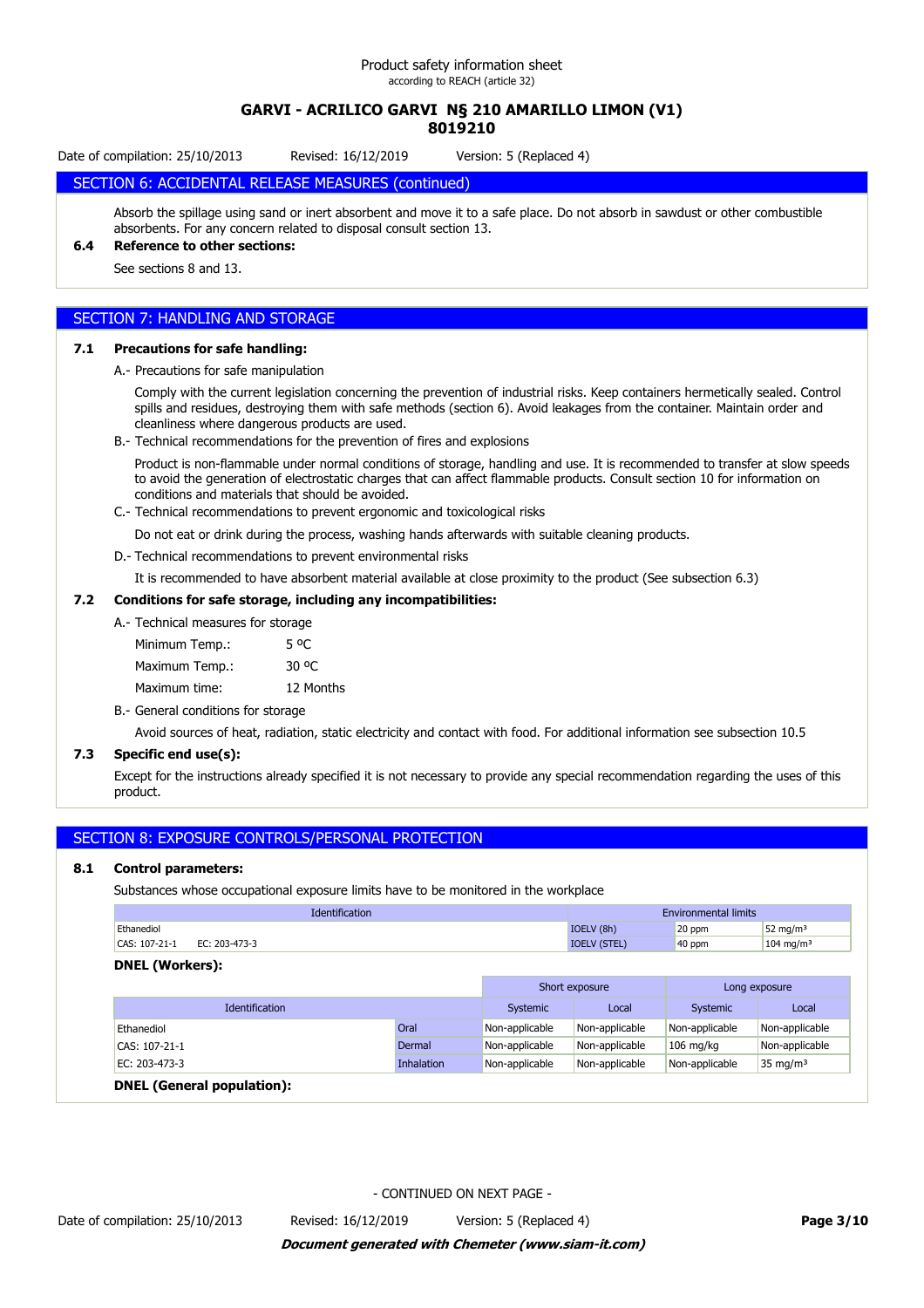## SECTION 6: ACCIDENTAL RELEASE MEASURES (continued)

Absorb the spillage using sand or inert absorbent and move it to a safe place. Do not absorb in sawdust or other combustible absorbents. For any concern related to disposal consult section 13.

**6.4 Reference to other sections:**

See sections 8 and 13.

## SECTION 7: HANDLING AND STORAGE

**7.1 Precautions for safe handling:**

A.- Precautions for safe manipulation

Comply with the current legislation concerning the prevention of industrial risks. Keep containers hermetically sealed. Control spills and residues, destroying them with safe methods (section 6). Avoid leakages from the container. Maintain order and cleanliness where dangerous products are used.

B.- Technical recommendations for the prevention of fires and explosions

Product is non-flammable under normal conditions of storage, handling and use. It is recommended to transfer at slow speeds to avoid the generation of electrostatic charges that can affect flammable products. Consult section 10 for information on conditions and materials that should be avoided.

C.- Technical recommendations to prevent ergonomic and toxicological risks

Do not eat or drink during the process, washing hands afterwards with suitable cleaning products.

D.- Technical recommendations to prevent environmental risks

It is recommended to have absorbent material available at close proximity to the product (See subsection 6.3)

**7.2 Conditions for safe storage, including any incompatibilities:**

A.- Technical measures for storage

| | |
|---|---|
| Minimum Temp.: | 5 ºC |
| Maximum Temp.: | 30 ºC |
| Maximum time: | 12 Months |

B.- General conditions for storage

Avoid sources of heat, radiation, static electricity and contact with food. For additional information see subsection 10.5

**7.3 Specific end use(s):**

Except for the instructions already specified it is not necessary to provide any special recommendation regarding the uses of this product.

## SECTION 8: EXPOSURE CONTROLS/PERSONAL PROTECTION

**8.1 Control parameters:**

Substances whose occupational exposure limits have to be monitored in the workplace

| Identification | Environmental limits | | |
|---|---|---|---|
| Ethanediol | IOELV (8h) | 20 ppm | 52 mg/m³ |
| CAS: 107-21-1 EC: 203-473-3 | IOELV (STEL) | 40 ppm | 104 mg/m³ |

**DNEL (Workers):**

| Identification | | Short exposure | | Long exposure | |
|---|---|---|---|---|---|
| | | Systemic | Local | Systemic | Local |
| Ethanediol | Oral | Non-applicable | Non-applicable | Non-applicable | Non-applicable |
| CAS: 107-21-1 | Dermal | Non-applicable | Non-applicable | 106 mg/kg | Non-applicable |
| EC: 203-473-3 | Inhalation | Non-applicable | Non-applicable | Non-applicable | 35 mg/m³ |

**DNEL (General population):**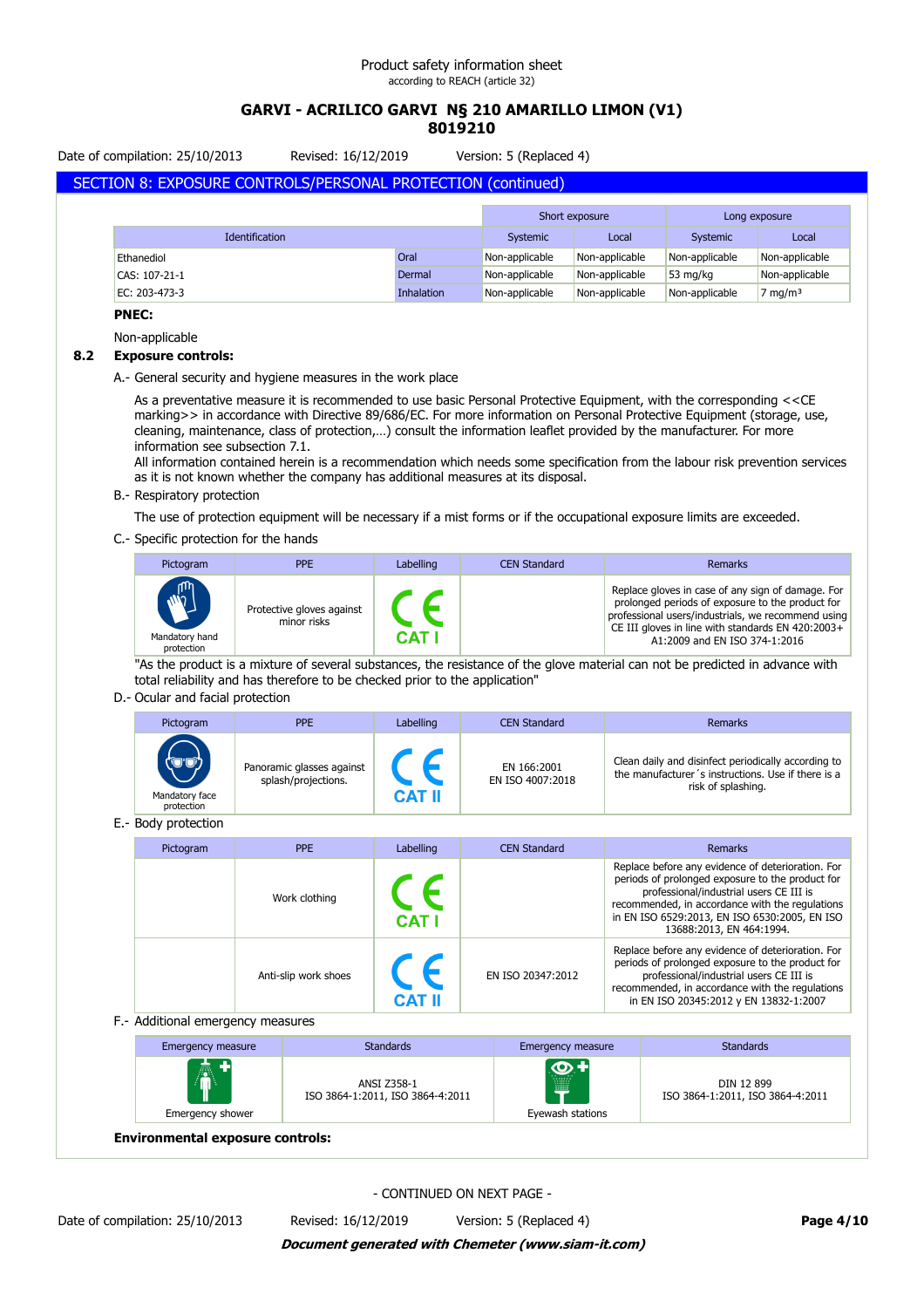## SECTION 8: EXPOSURE CONTROLS/PERSONAL PROTECTION (continued)

| Identification | | Short exposure | | Long exposure | |
|---|---|---|---|---|---|
| | | Systemic | Local | Systemic | Local |
| Ethanediol | Oral | Non-applicable | Non-applicable | Non-applicable | Non-applicable |
| CAS: 107-21-1 | Dermal | Non-applicable | Non-applicable | 53 mg/kg | Non-applicable |
| EC: 203-473-3 | Inhalation | Non-applicable | Non-applicable | Non-applicable | 7 mg/m³ |

**PNEC:**

Non-applicable

### 8.2 Exposure controls:

A.- General security and hygiene measures in the work place

As a preventative measure it is recommended to use basic Personal Protective Equipment, with the corresponding <<CE marking>> in accordance with Directive 89/686/EC. For more information on Personal Protective Equipment (storage, use, cleaning, maintenance, class of protection,…) consult the information leaflet provided by the manufacturer. For more information see subsection 7.1.
All information contained herein is a recommendation which needs some specification from the labour risk prevention services as it is not known whether the company has additional measures at its disposal.

B.- Respiratory protection

The use of protection equipment will be necessary if a mist forms or if the occupational exposure limits are exceeded.

C.- Specific protection for the hands

| Pictogram | PPE | Labelling | CEN Standard | Remarks |
|---|---|---|---|---|
| Mandatory hand protection | Protective gloves against minor risks | CE CAT I | | Replace gloves in case of any sign of damage. For prolonged periods of exposure to the product for professional users/industrials, we recommend using CE III gloves in line with standards EN 420:2003+ A1:2009 and EN ISO 374-1:2016 |

"As the product is a mixture of several substances, the resistance of the glove material can not be predicted in advance with total reliability and has therefore to be checked prior to the application"

D.- Ocular and facial protection

| Pictogram | PPE | Labelling | CEN Standard | Remarks |
|---|---|---|---|---|
| Mandatory face protection | Panoramic glasses against splash/projections. | CE CAT II | EN 166:2001<br>EN ISO 4007:2018 | Clean daily and disinfect periodically according to the manufacturer´s instructions. Use if there is a risk of splashing. |

E.- Body protection

| Pictogram | PPE | Labelling | CEN Standard | Remarks |
|---|---|---|---|---|
| | Work clothing | CE CAT I | | Replace before any evidence of deterioration. For periods of prolonged exposure to the product for professional/industrial users CE III is recommended, in accordance with the regulations in EN ISO 6529:2013, EN ISO 6530:2005, EN ISO 13688:2013, EN 464:1994. |
| | Anti-slip work shoes | CE CAT II | EN ISO 20347:2012 | Replace before any evidence of deterioration. For periods of prolonged exposure to the product for professional/industrial users CE III is recommended, in accordance with the regulations in EN ISO 20345:2012 y EN 13832-1:2007 |

F.- Additional emergency measures

| Emergency measure | Standards | Emergency measure | Standards |
|---|---|---|---|
| Emergency shower | ANSI Z358-1<br>ISO 3864-1:2011, ISO 3864-4:2011 | Eyewash stations | DIN 12 899<br>ISO 3864-1:2011, ISO 3864-4:2011 |

**Environmental exposure controls:**

- CONTINUED ON NEXT PAGE -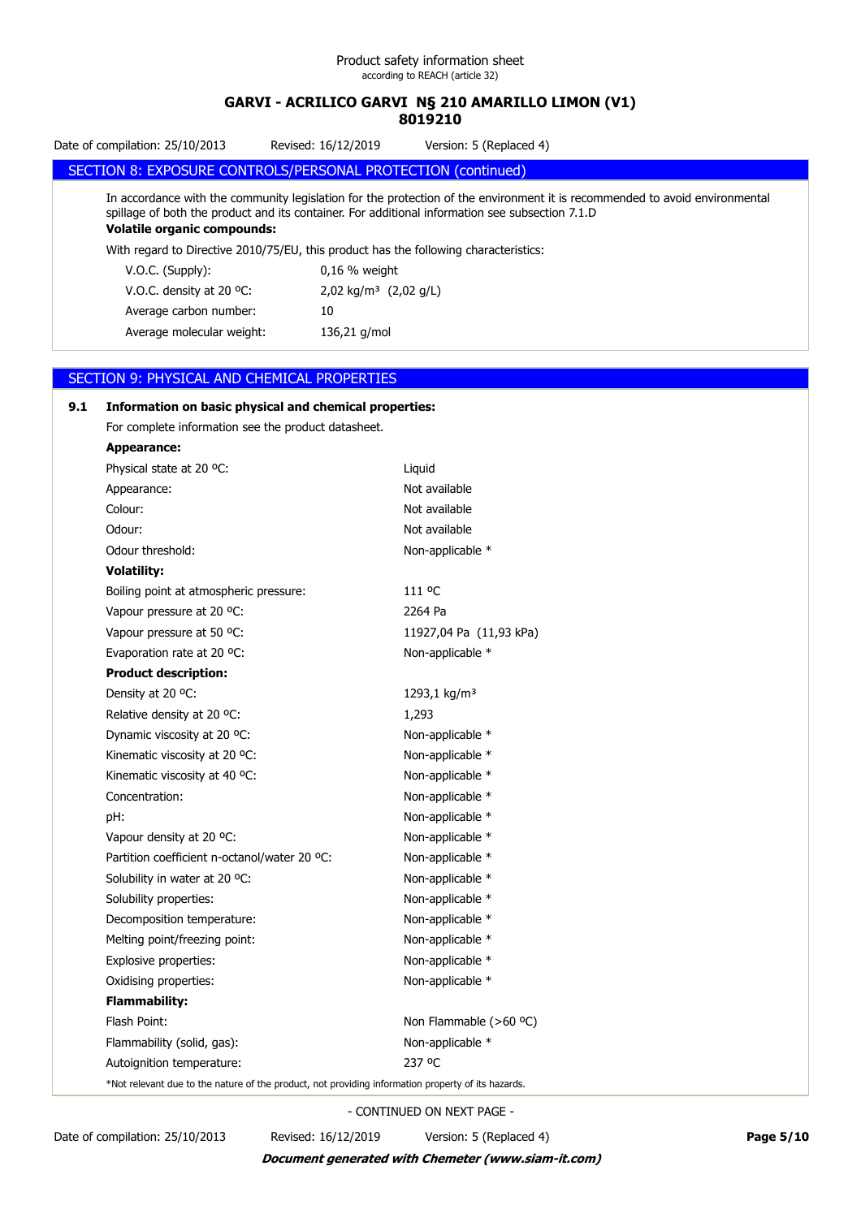## SECTION 8: EXPOSURE CONTROLS/PERSONAL PROTECTION (continued)

In accordance with the community legislation for the protection of the environment it is recommended to avoid environmental spillage of both the product and its container. For additional information see subsection 7.1.D

**Volatile organic compounds:**

With regard to Directive 2010/75/EU, this product has the following characteristics:

| | |
|---|---|
| V.O.C. (Supply): | 0,16 % weight |
| V.O.C. density at 20 ºC: | 2,02 kg/m³ (2,02 g/L) |
| Average carbon number: | 10 |
| Average molecular weight: | 136,21 g/mol |

## SECTION 9: PHYSICAL AND CHEMICAL PROPERTIES

**9.1 Information on basic physical and chemical properties:**

For complete information see the product datasheet.

**Appearance:**

| | |
|---|---|
| Physical state at 20 ºC: | Liquid |
| Appearance: | Not available |
| Colour: | Not available |
| Odour: | Not available |
| Odour threshold: | Non-applicable * |

**Volatility:**

| | |
|---|---|
| Boiling point at atmospheric pressure: | 111 ºC |
| Vapour pressure at 20 ºC: | 2264 Pa |
| Vapour pressure at 50 ºC: | 11927,04 Pa (11,93 kPa) |
| Evaporation rate at 20 ºC: | Non-applicable * |

**Product description:**

| | |
|---|---|
| Density at 20 ºC: | 1293,1 kg/m³ |
| Relative density at 20 ºC: | 1,293 |
| Dynamic viscosity at 20 ºC: | Non-applicable * |
| Kinematic viscosity at 20 ºC: | Non-applicable * |
| Kinematic viscosity at 40 ºC: | Non-applicable * |
| Concentration: | Non-applicable * |
| pH: | Non-applicable * |
| Vapour density at 20 ºC: | Non-applicable * |
| Partition coefficient n-octanol/water 20 ºC: | Non-applicable * |
| Solubility in water at 20 ºC: | Non-applicable * |
| Solubility properties: | Non-applicable * |
| Decomposition temperature: | Non-applicable * |
| Melting point/freezing point: | Non-applicable * |
| Explosive properties: | Non-applicable * |
| Oxidising properties: | Non-applicable * |

**Flammability:**

| | |
|---|---|
| Flash Point: | Non Flammable (>60 ºC) |
| Flammability (solid, gas): | Non-applicable * |
| Autoignition temperature: | 237 ºC |

*Not relevant due to the nature of the product, not providing information property of its hazards.

- CONTINUED ON NEXT PAGE -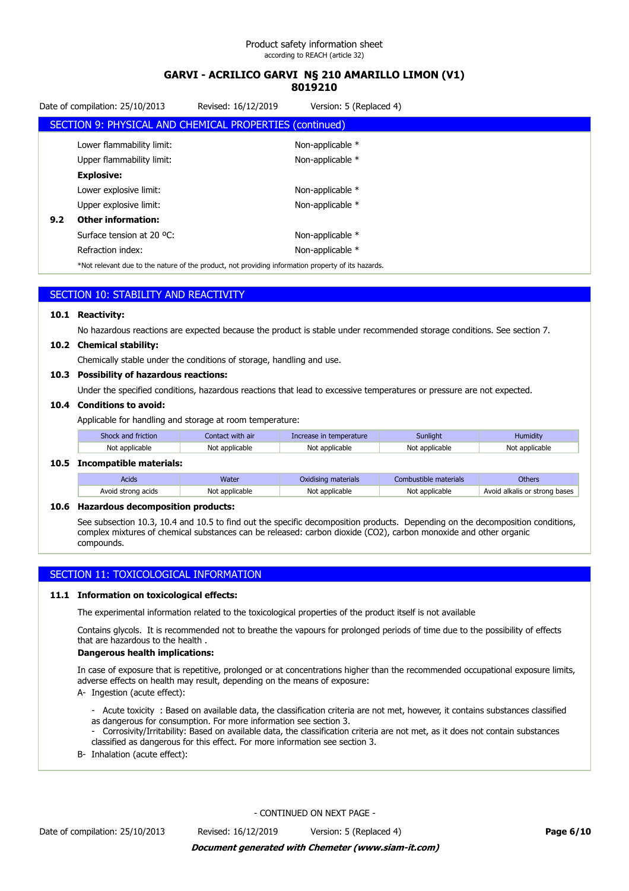## SECTION 9: PHYSICAL AND CHEMICAL PROPERTIES (continued)

Lower flammability limit: Non-applicable *

Upper flammability limit: Non-applicable *

**Explosive:**

Lower explosive limit: Non-applicable *

Upper explosive limit: Non-applicable *

**9.2 Other information:**

Surface tension at 20 ºC: Non-applicable *

Refraction index: Non-applicable *

*Not relevant due to the nature of the product, not providing information property of its hazards.

## SECTION 10: STABILITY AND REACTIVITY

**10.1 Reactivity:**

No hazardous reactions are expected because the product is stable under recommended storage conditions. See section 7.

**10.2 Chemical stability:**

Chemically stable under the conditions of storage, handling and use.

**10.3 Possibility of hazardous reactions:**

Under the specified conditions, hazardous reactions that lead to excessive temperatures or pressure are not expected.

**10.4 Conditions to avoid:**

Applicable for handling and storage at room temperature:

| Shock and friction | Contact with air | Increase in temperature | Sunlight | Humidity |
|---|---|---|---|---|
| Not applicable | Not applicable | Not applicable | Not applicable | Not applicable |

**10.5 Incompatible materials:**

| Acids | Water | Oxidising materials | Combustible materials | Others |
|---|---|---|---|---|
| Avoid strong acids | Not applicable | Not applicable | Not applicable | Avoid alkalis or strong bases |

**10.6 Hazardous decomposition products:**

See subsection 10.3, 10.4 and 10.5 to find out the specific decomposition products. Depending on the decomposition conditions, complex mixtures of chemical substances can be released: carbon dioxide ($CO_2$), carbon monoxide and other organic compounds.

## SECTION 11: TOXICOLOGICAL INFORMATION

**11.1 Information on toxicological effects:**

The experimental information related to the toxicological properties of the product itself is not available

Contains glycols. It is recommended not to breathe the vapours for prolonged periods of time due to the possibility of effects that are hazardous to the health .

**Dangerous health implications:**

In case of exposure that is repetitive, prolonged or at concentrations higher than the recommended occupational exposure limits, adverse effects on health may result, depending on the means of exposure:

A- Ingestion (acute effect):

- Acute toxicity : Based on available data, the classification criteria are not met, however, it contains substances classified as dangerous for consumption. For more information see section 3.
- Corrosivity/Irritability: Based on available data, the classification criteria are not met, as it does not contain substances classified as dangerous for this effect. For more information see section 3.

B- Inhalation (acute effect):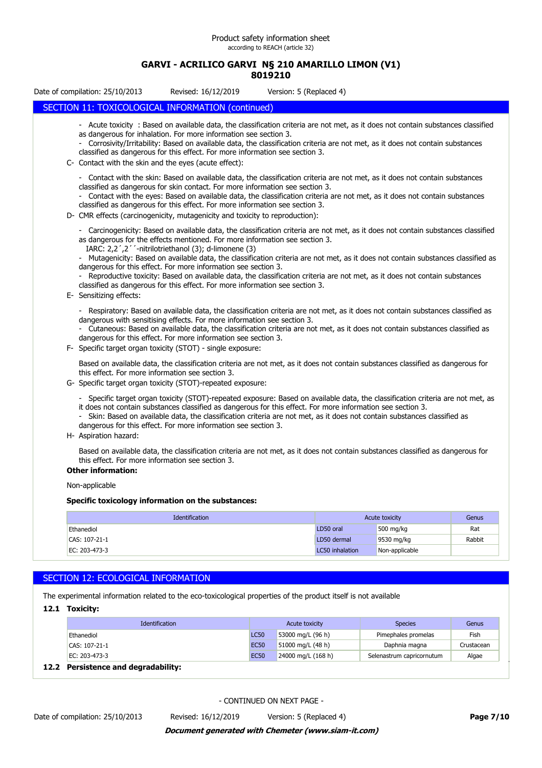## SECTION 11: TOXICOLOGICAL INFORMATION (continued)

- Acute toxicity : Based on available data, the classification criteria are not met, as it does not contain substances classified as dangerous for inhalation. For more information see section 3.
- Corrosivity/Irritability: Based on available data, the classification criteria are not met, as it does not contain substances classified as dangerous for this effect. For more information see section 3.

C- Contact with the skin and the eyes (acute effect):

- Contact with the skin: Based on available data, the classification criteria are not met, as it does not contain substances classified as dangerous for skin contact. For more information see section 3.
- Contact with the eyes: Based on available data, the classification criteria are not met, as it does not contain substances classified as dangerous for this effect. For more information see section 3.

D- CMR effects (carcinogenicity, mutagenicity and toxicity to reproduction):

- Carcinogenicity: Based on available data, the classification criteria are not met, as it does not contain substances classified as dangerous for the effects mentioned. For more information see section 3.
  IARC: 2,2´,2´´-nitrilotriethanol (3); d-limonene (3)
- Mutagenicity: Based on available data, the classification criteria are not met, as it does not contain substances classified as dangerous for this effect. For more information see section 3.
- Reproductive toxicity: Based on available data, the classification criteria are not met, as it does not contain substances classified as dangerous for this effect. For more information see section 3.

E- Sensitizing effects:

- Respiratory: Based on available data, the classification criteria are not met, as it does not contain substances classified as dangerous with sensitising effects. For more information see section 3.
- Cutaneous: Based on available data, the classification criteria are not met, as it does not contain substances classified as dangerous for this effect. For more information see section 3.

F- Specific target organ toxicity (STOT) - single exposure:

Based on available data, the classification criteria are not met, as it does not contain substances classified as dangerous for this effect. For more information see section 3.

G- Specific target organ toxicity (STOT)-repeated exposure:

- Specific target organ toxicity (STOT)-repeated exposure: Based on available data, the classification criteria are not met, as it does not contain substances classified as dangerous for this effect. For more information see section 3.
- Skin: Based on available data, the classification criteria are not met, as it does not contain substances classified as dangerous for this effect. For more information see section 3.

H- Aspiration hazard:

Based on available data, the classification criteria are not met, as it does not contain substances classified as dangerous for this effect. For more information see section 3.

**Other information:**

Non-applicable

**Specific toxicology information on the substances:**

| Identification | Acute toxicity | | Genus |
|---|---|---|---|
| Ethanediol | LD50 oral | 500 mg/kg | Rat |
| CAS: 107-21-1 | LD50 dermal | 9530 mg/kg | Rabbit |
| EC: 203-473-3 | LC50 inhalation | Non-applicable | |

## SECTION 12: ECOLOGICAL INFORMATION

The experimental information related to the eco-toxicological properties of the product itself is not available

### 12.1 Toxicity:

| Identification | Acute toxicity | | Species | Genus |
|---|---|---|---|---|
| Ethanediol | LC50 | 53000 mg/L (96 h) | Pimephales promelas | Fish |
| CAS: 107-21-1 | EC50 | 51000 mg/L (48 h) | Daphnia magna | Crustacean |
| EC: 203-473-3 | EC50 | 24000 mg/L (168 h) | Selenastrum capricornutum | Algae |

### 12.2 Persistence and degradability:

- CONTINUED ON NEXT PAGE -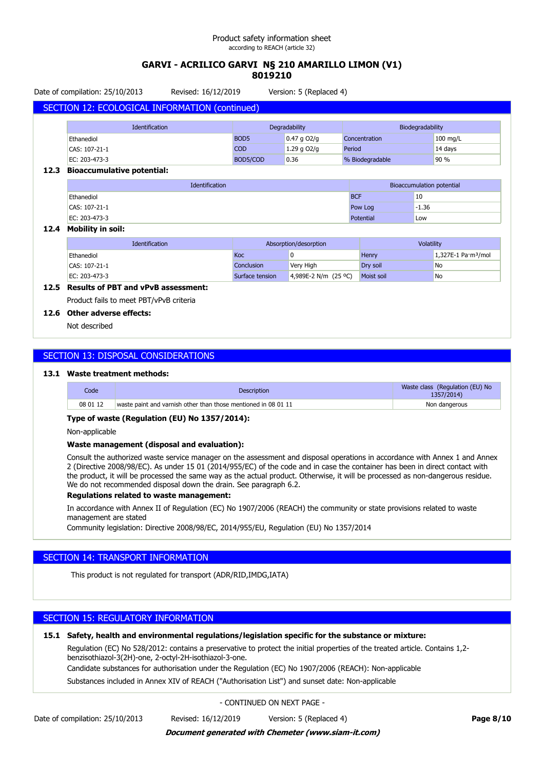## SECTION 12: ECOLOGICAL INFORMATION (continued)

| Identification | Degradability | | Biodegradability | |
|---|---|---|---|---|
| Ethanediol | BOD5 | 0.47 g O2/g | Concentration | 100 mg/L |
| CAS: 107-21-1 | COD | 1.29 g O2/g | Period | 14 days |
| EC: 203-473-3 | BOD5/COD | 0.36 | % Biodegradable | 90 % |

### 12.3 Bioaccumulative potential:

| Identification | Bioaccumulation potential | |
|---|---|---|
| Ethanediol | BCF | 10 |
| CAS: 107-21-1 | Pow Log | -1.36 |
| EC: 203-473-3 | Potential | Low |

### 12.4 Mobility in soil:

| Identification | Absorption/desorption | | Volatility | |
|---|---|---|---|---|
| Ethanediol | Koc | 0 | Henry | 1,327E-1 Pa·m³/mol |
| CAS: 107-21-1 | Conclusion | Very High | Dry soil | No |
| EC: 203-473-3 | Surface tension | 4,989E-2 N/m (25 ºC) | Moist soil | No |

### 12.5 Results of PBT and vPvB assessment:

Product fails to meet PBT/vPvB criteria

### 12.6 Other adverse effects:

Not described

## SECTION 13: DISPOSAL CONSIDERATIONS

### 13.1 Waste treatment methods:

| Code | Description | Waste class (Regulation (EU) No 1357/2014) |
|---|---|---|
| 08 01 12 | waste paint and varnish other than those mentioned in 08 01 11 | Non dangerous |

**Type of waste (Regulation (EU) No 1357/2014):**

Non-applicable

**Waste management (disposal and evaluation):**

Consult the authorized waste service manager on the assessment and disposal operations in accordance with Annex 1 and Annex 2 (Directive 2008/98/EC). As under 15 01 (2014/955/EC) of the code and in case the container has been in direct contact with the product, it will be processed the same way as the actual product. Otherwise, it will be processed as non-dangerous residue. We do not recommended disposal down the drain. See paragraph 6.2.

**Regulations related to waste management:**

In accordance with Annex II of Regulation (EC) No 1907/2006 (REACH) the community or state provisions related to waste management are stated

Community legislation: Directive 2008/98/EC, 2014/955/EU, Regulation (EU) No 1357/2014

## SECTION 14: TRANSPORT INFORMATION

This product is not regulated for transport (ADR/RID,IMDG,IATA)

## SECTION 15: REGULATORY INFORMATION

### 15.1 Safety, health and environmental regulations/legislation specific for the substance or mixture:

Regulation (EC) No 528/2012: contains a preservative to protect the initial properties of the treated article. Contains 1,2-benzisothiazol-3(2H)-one, 2-octyl-2H-isothiazol-3-one.

Candidate substances for authorisation under the Regulation (EC) No 1907/2006 (REACH): Non-applicable

Substances included in Annex XIV of REACH ("Authorisation List") and sunset date: Non-applicable

- CONTINUED ON NEXT PAGE -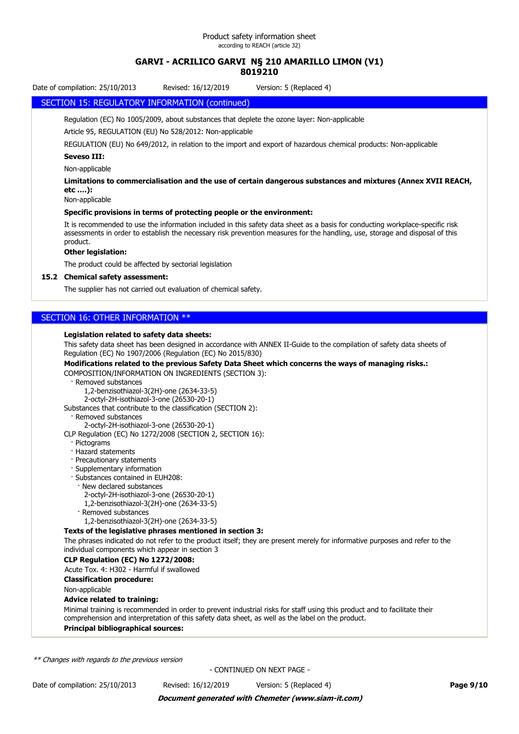## SECTION 15: REGULATORY INFORMATION (continued)

Regulation (EC) No 1005/2009, about substances that deplete the ozone layer: Non-applicable

Article 95, REGULATION (EU) No 528/2012: Non-applicable

REGULATION (EU) No 649/2012, in relation to the import and export of hazardous chemical products: Non-applicable

**Seveso III:**

Non-applicable

**Limitations to commercialisation and the use of certain dangerous substances and mixtures (Annex XVII REACH, etc ….):**

Non-applicable

**Specific provisions in terms of protecting people or the environment:**

It is recommended to use the information included in this safety data sheet as a basis for conducting workplace-specific risk assessments in order to establish the necessary risk prevention measures for the handling, use, storage and disposal of this product.

**Other legislation:**

The product could be affected by sectorial legislation

**15.2 Chemical safety assessment:**

The supplier has not carried out evaluation of chemical safety.

## SECTION 16: OTHER INFORMATION **

**Legislation related to safety data sheets:**

This safety data sheet has been designed in accordance with ANNEX II-Guide to the compilation of safety data sheets of Regulation (EC) No 1907/2006 (Regulation (EC) No 2015/830)

**Modifications related to the previous Safety Data Sheet which concerns the ways of managing risks.:**

COMPOSITION/INFORMATION ON INGREDIENTS (SECTION 3):

- Removed substances
  - 1,2-benzisothiazol-3(2H)-one (2634-33-5)
  - 2-octyl-2H-isothiazol-3-one (26530-20-1)

Substances that contribute to the classification (SECTION 2):

- Removed substances
  - 2-octyl-2H-isothiazol-3-one (26530-20-1)

CLP Regulation (EC) No 1272/2008 (SECTION 2, SECTION 16):

- Pictograms
- Hazard statements
- Precautionary statements
- Supplementary information
- Substances contained in EUH208:
  - New declared substances
    - 2-octyl-2H-isothiazol-3-one (26530-20-1)
    - 1,2-benzisothiazol-3(2H)-one (2634-33-5)
  - Removed substances
    - 1,2-benzisothiazol-3(2H)-one (2634-33-5)

**Texts of the legislative phrases mentioned in section 3:**

The phrases indicated do not refer to the product itself; they are present merely for informative purposes and refer to the individual components which appear in section 3

**CLP Regulation (EC) No 1272/2008:**

Acute Tox. 4: H302 - Harmful if swallowed

**Classification procedure:**

Non-applicable

**Advice related to training:**

Minimal training is recommended in order to prevent industrial risks for staff using this product and to facilitate their comprehension and interpretation of this safety data sheet, as well as the label on the product.

**Principal bibliographical sources:**

*** Changes with regards to the previous version*

\- CONTINUED ON NEXT PAGE -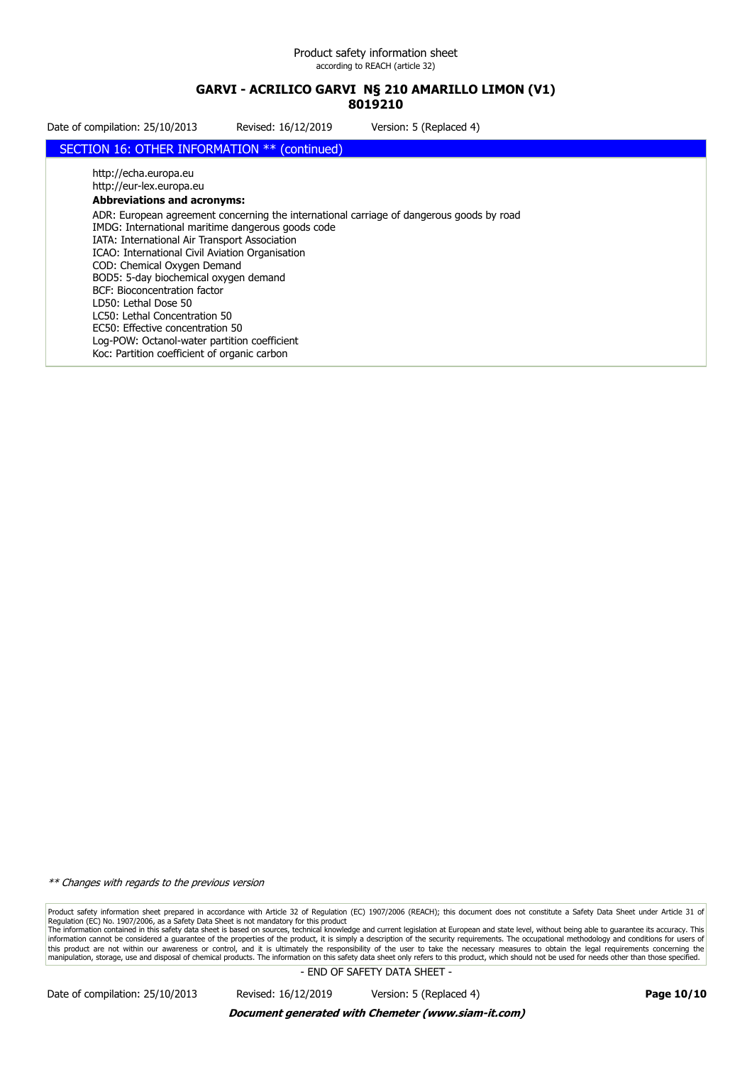## SECTION 16: OTHER INFORMATION ** (continued)

http://echa.europa.eu
http://eur-lex.europa.eu

**Abbreviations and acronyms:**

ADR: European agreement concerning the international carriage of dangerous goods by road
IMDG: International maritime dangerous goods code
IATA: International Air Transport Association
ICAO: International Civil Aviation Organisation
COD: Chemical Oxygen Demand
BOD5: 5-day biochemical oxygen demand
BCF: Bioconcentration factor
LD50: Lethal Dose 50
LC50: Lethal Concentration 50
EC50: Effective concentration 50
Log-POW: Octanol-water partition coefficient
Koc: Partition coefficient of organic carbon

*** Changes with regards to the previous version*

Product safety information sheet prepared in accordance with Article 32 of Regulation (EC) 1907/2006 (REACH); this document does not constitute a Safety Data Sheet under Article 31 of Regulation (EC) No. 1907/2006, as a Safety Data Sheet is not mandatory for this product
The information contained in this safety data sheet is based on sources, technical knowledge and current legislation at European and state level, without being able to guarantee its accuracy. This information cannot be considered a guarantee of the properties of the product, it is simply a description of the security requirements. The occupational methodology and conditions for users of this product are not within our awareness or control, and it is ultimately the responsibility of the user to take the necessary measures to obtain the legal requirements concerning the manipulation, storage, use and disposal of chemical products. The information on this safety data sheet only refers to this product, which should not be used for needs other than those specified.

- END OF SAFETY DATA SHEET -